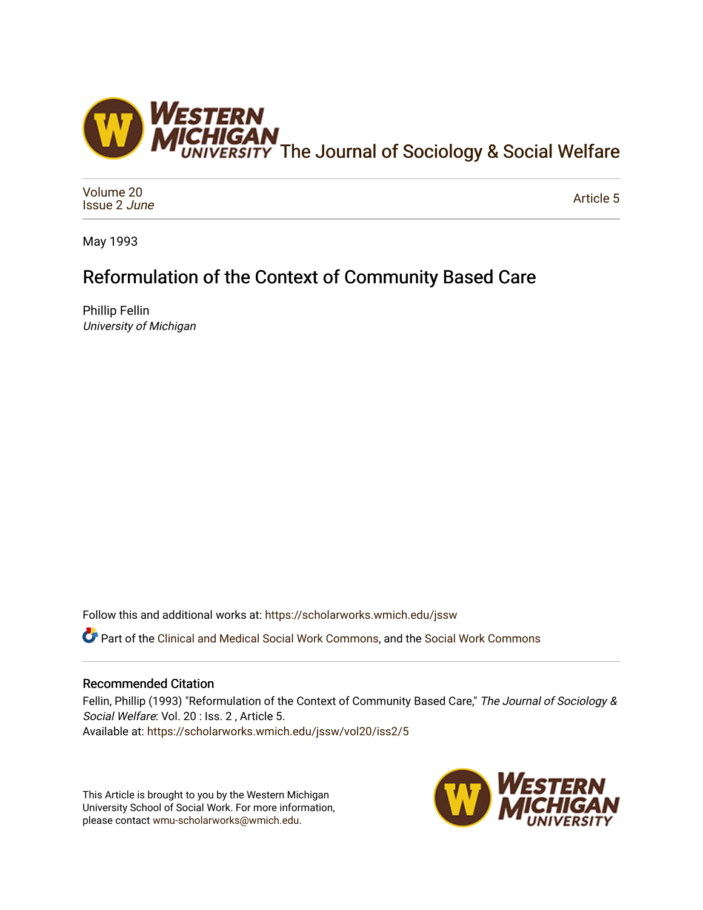The Journal of Sociology & Social Welfare

Volume 20
Issue 2 *June*

Article 5

May 1993

# Reformulation of the Context of Community Based Care

Phillip Fellin
*University of Michigan*

Follow this and additional works at: https://scholarworks.wmich.edu/jssw

Part of the Clinical and Medical Social Work Commons, and the Social Work Commons

## Recommended Citation

Fellin, Phillip (1993) "Reformulation of the Context of Community Based Care," *The Journal of Sociology & Social Welfare*: Vol. 20 : Iss. 2 , Article 5.
Available at: https://scholarworks.wmich.edu/jssw/vol20/iss2/5

This Article is brought to you by the Western Michigan University School of Social Work. For more information, please contact wmu-scholarworks@wmich.edu.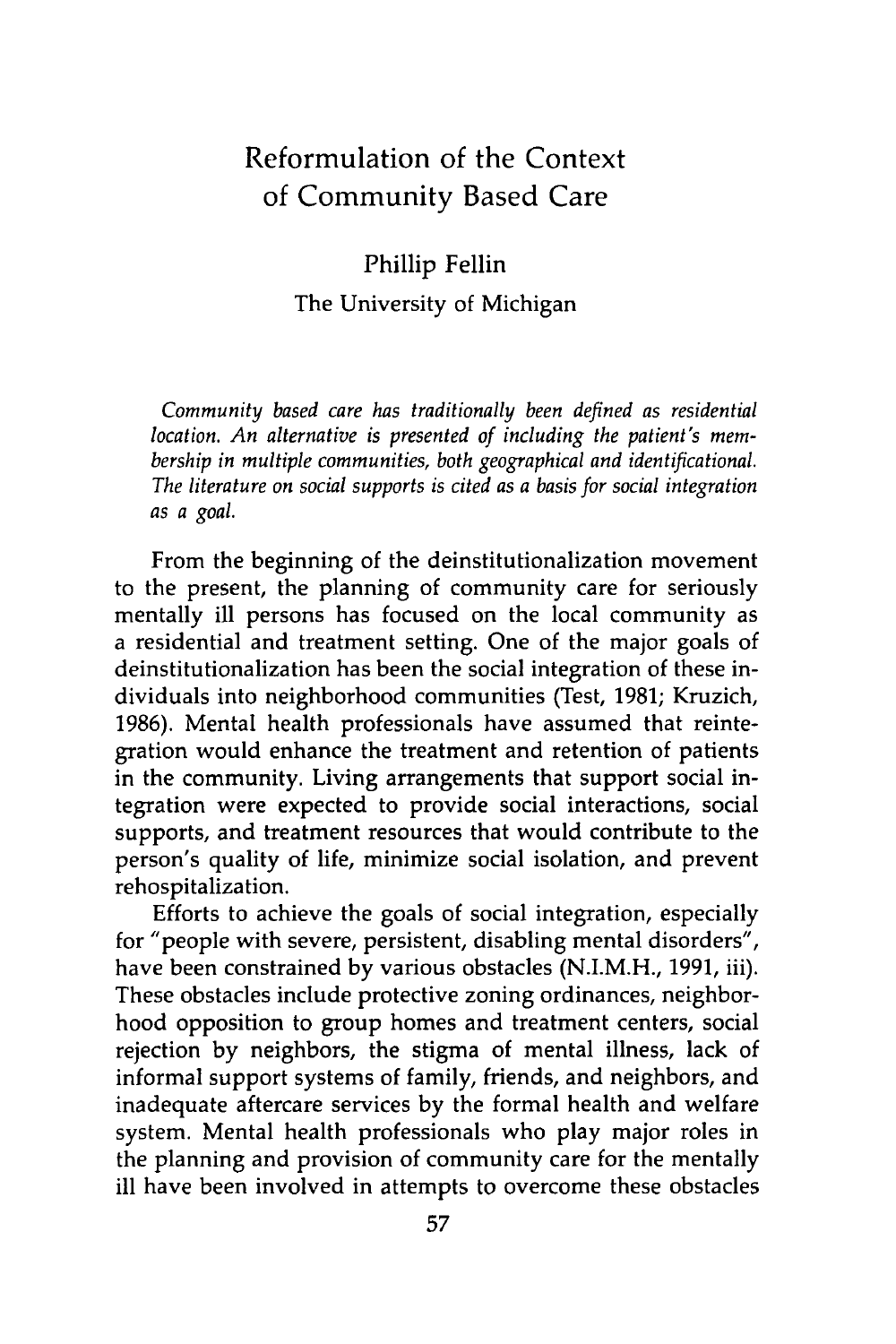# Reformulation of the Context of Community Based Care

Phillip Fellin

The University of Michigan

*Community based care has traditionally been defined as residential location. An alternative is presented of including the patient's membership in multiple communities, both geographical and identificational. The literature on social supports is cited as a basis for social integration as a goal.*

From the beginning of the deinstitutionalization movement to the present, the planning of community care for seriously mentally ill persons has focused on the local community as a residential and treatment setting. One of the major goals of deinstitutionalization has been the social integration of these individuals into neighborhood communities (Test, 1981; Kruzich, 1986). Mental health professionals have assumed that reintegration would enhance the treatment and retention of patients in the community. Living arrangements that support social integration were expected to provide social interactions, social supports, and treatment resources that would contribute to the person's quality of life, minimize social isolation, and prevent rehospitalization.

Efforts to achieve the goals of social integration, especially for "people with severe, persistent, disabling mental disorders", have been constrained by various obstacles (N.I.M.H., 1991, iii). These obstacles include protective zoning ordinances, neighborhood opposition to group homes and treatment centers, social rejection by neighbors, the stigma of mental illness, lack of informal support systems of family, friends, and neighbors, and inadequate aftercare services by the formal health and welfare system. Mental health professionals who play major roles in the planning and provision of community care for the mentally ill have been involved in attempts to overcome these obstacles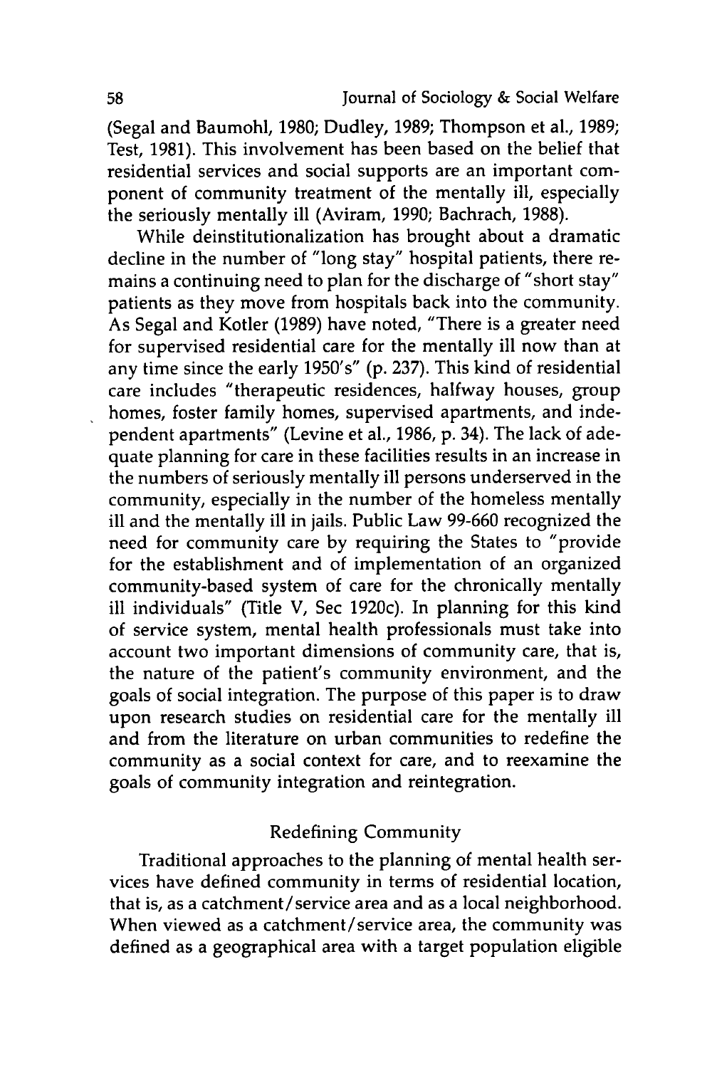(Segal and Baumohl, 1980; Dudley, 1989; Thompson et al., 1989; Test, 1981). This involvement has been based on the belief that residential services and social supports are an important component of community treatment of the mentally ill, especially the seriously mentally ill (Aviram, 1990; Bachrach, 1988).

While deinstitutionalization has brought about a dramatic decline in the number of "long stay" hospital patients, there remains a continuing need to plan for the discharge of "short stay" patients as they move from hospitals back into the community. As Segal and Kotler (1989) have noted, "There is a greater need for supervised residential care for the mentally ill now than at any time since the early 1950's" (p. 237). This kind of residential care includes "therapeutic residences, halfway houses, group homes, foster family homes, supervised apartments, and independent apartments" (Levine et al., 1986, p. 34). The lack of adequate planning for care in these facilities results in an increase in the numbers of seriously mentally ill persons underserved in the community, especially in the number of the homeless mentally ill and the mentally ill in jails. Public Law 99-660 recognized the need for community care by requiring the States to "provide for the establishment and of implementation of an organized community-based system of care for the chronically mentally ill individuals" (Title V, Sec 1920c). In planning for this kind of service system, mental health professionals must take into account two important dimensions of community care, that is, the nature of the patient's community environment, and the goals of social integration. The purpose of this paper is to draw upon research studies on residential care for the mentally ill and from the literature on urban communities to redefine the community as a social context for care, and to reexamine the goals of community integration and reintegration.

## Redefining Community

Traditional approaches to the planning of mental health services have defined community in terms of residential location, that is, as a catchment/service area and as a local neighborhood. When viewed as a catchment/service area, the community was defined as a geographical area with a target population eligible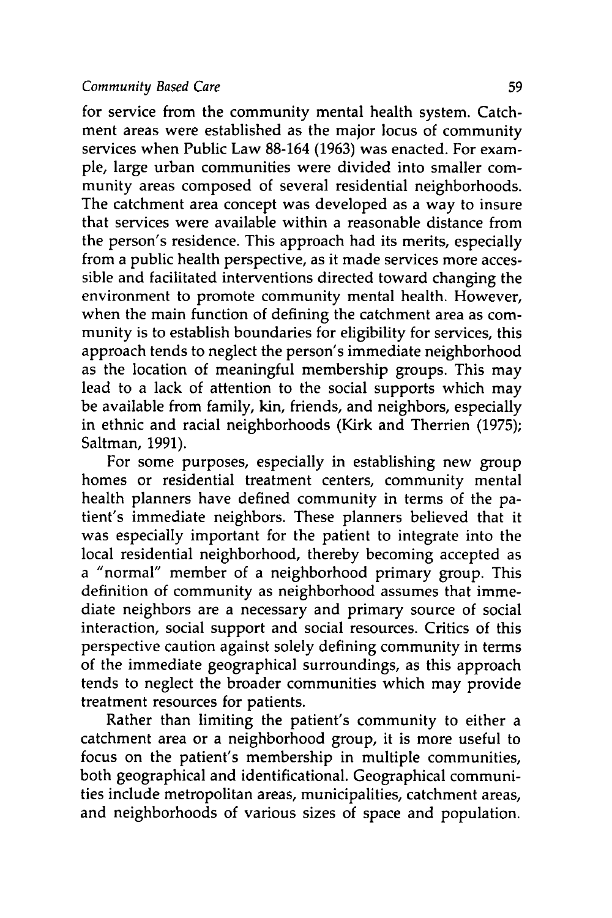for service from the community mental health system. Catchment areas were established as the major locus of community services when Public Law 88-164 (1963) was enacted. For example, large urban communities were divided into smaller community areas composed of several residential neighborhoods. The catchment area concept was developed as a way to insure that services were available within a reasonable distance from the person's residence. This approach had its merits, especially from a public health perspective, as it made services more accessible and facilitated interventions directed toward changing the environment to promote community mental health. However, when the main function of defining the catchment area as community is to establish boundaries for eligibility for services, this approach tends to neglect the person's immediate neighborhood as the location of meaningful membership groups. This may lead to a lack of attention to the social supports which may be available from family, kin, friends, and neighbors, especially in ethnic and racial neighborhoods (Kirk and Therrien (1975); Saltman, 1991).

For some purposes, especially in establishing new group homes or residential treatment centers, community mental health planners have defined community in terms of the patient's immediate neighbors. These planners believed that it was especially important for the patient to integrate into the local residential neighborhood, thereby becoming accepted as a "normal" member of a neighborhood primary group. This definition of community as neighborhood assumes that immediate neighbors are a necessary and primary source of social interaction, social support and social resources. Critics of this perspective caution against solely defining community in terms of the immediate geographical surroundings, as this approach tends to neglect the broader communities which may provide treatment resources for patients.

Rather than limiting the patient's community to either a catchment area or a neighborhood group, it is more useful to focus on the patient's membership in multiple communities, both geographical and identificational. Geographical communities include metropolitan areas, municipalities, catchment areas, and neighborhoods of various sizes of space and population.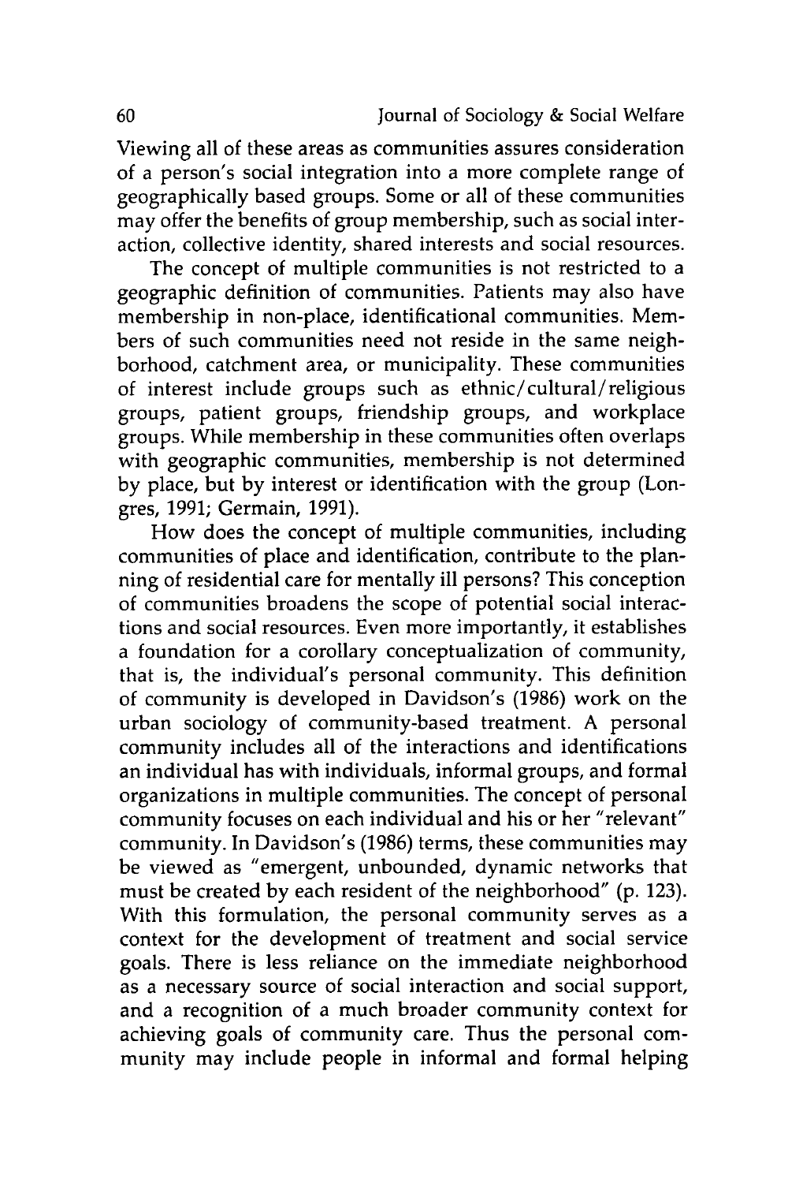Viewing all of these areas as communities assures consideration of a person's social integration into a more complete range of geographically based groups. Some or all of these communities may offer the benefits of group membership, such as social interaction, collective identity, shared interests and social resources.

The concept of multiple communities is not restricted to a geographic definition of communities. Patients may also have membership in non-place, identificational communities. Members of such communities need not reside in the same neighborhood, catchment area, or municipality. These communities of interest include groups such as ethnic/cultural/religious groups, patient groups, friendship groups, and workplace groups. While membership in these communities often overlaps with geographic communities, membership is not determined by place, but by interest or identification with the group (Longres, 1991; Germain, 1991).

How does the concept of multiple communities, including communities of place and identification, contribute to the planning of residential care for mentally ill persons? This conception of communities broadens the scope of potential social interactions and social resources. Even more importantly, it establishes a foundation for a corollary conceptualization of community, that is, the individual's personal community. This definition of community is developed in Davidson's (1986) work on the urban sociology of community-based treatment. A personal community includes all of the interactions and identifications an individual has with individuals, informal groups, and formal organizations in multiple communities. The concept of personal community focuses on each individual and his or her "relevant" community. In Davidson's (1986) terms, these communities may be viewed as "emergent, unbounded, dynamic networks that must be created by each resident of the neighborhood" (p. 123). With this formulation, the personal community serves as a context for the development of treatment and social service goals. There is less reliance on the immediate neighborhood as a necessary source of social interaction and social support, and a recognition of a much broader community context for achieving goals of community care. Thus the personal community may include people in informal and formal helping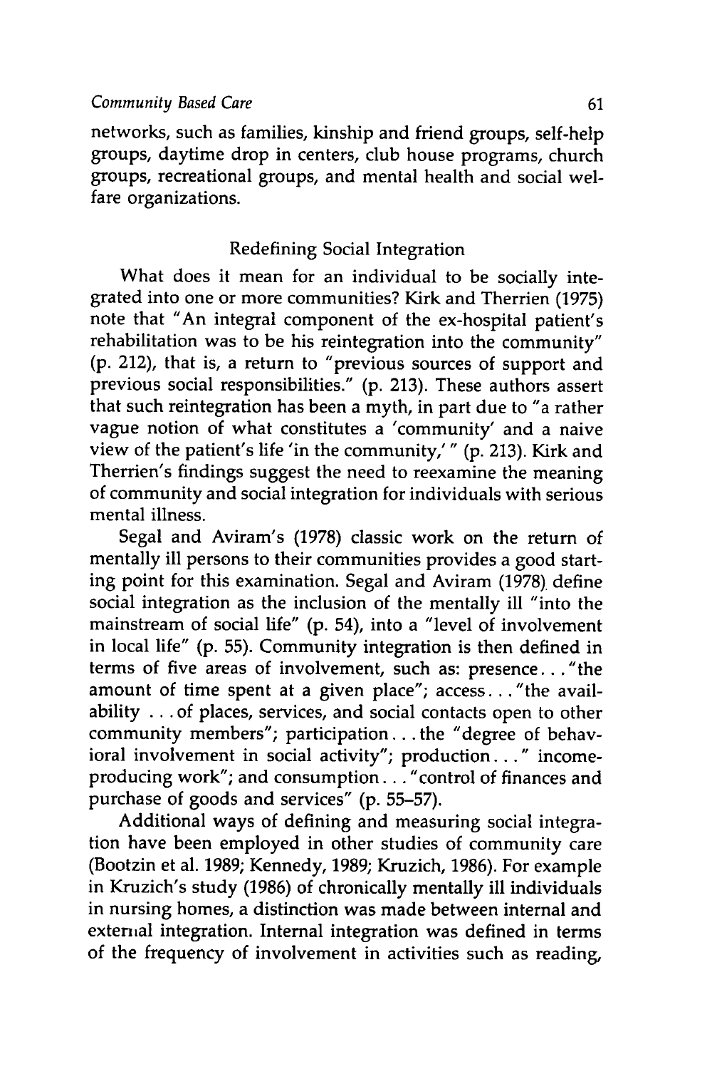networks, such as families, kinship and friend groups, self-help groups, daytime drop in centers, club house programs, church groups, recreational groups, and mental health and social welfare organizations.

## Redefining Social Integration

What does it mean for an individual to be socially integrated into one or more communities? Kirk and Therrien (1975) note that "An integral component of the ex-hospital patient's rehabilitation was to be his reintegration into the community" (p. 212), that is, a return to "previous sources of support and previous social responsibilities." (p. 213). These authors assert that such reintegration has been a myth, in part due to "a rather vague notion of what constitutes a 'community' and a naive view of the patient's life 'in the community,' " (p. 213). Kirk and Therrien's findings suggest the need to reexamine the meaning of community and social integration for individuals with serious mental illness.

Segal and Aviram's (1978) classic work on the return of mentally ill persons to their communities provides a good starting point for this examination. Segal and Aviram (1978) define social integration as the inclusion of the mentally ill "into the mainstream of social life" (p. 54), into a "level of involvement in local life" (p. 55). Community integration is then defined in terms of five areas of involvement, such as: presence... "the amount of time spent at a given place"; access... "the availability ... of places, services, and social contacts open to other community members"; participation... the "degree of behavioral involvement in social activity"; production... " income-producing work"; and consumption... "control of finances and purchase of goods and services" (p. 55–57).

Additional ways of defining and measuring social integration have been employed in other studies of community care (Bootzin et al. 1989; Kennedy, 1989; Kruzich, 1986). For example in Kruzich's study (1986) of chronically mentally ill individuals in nursing homes, a distinction was made between internal and external integration. Internal integration was defined in terms of the frequency of involvement in activities such as reading,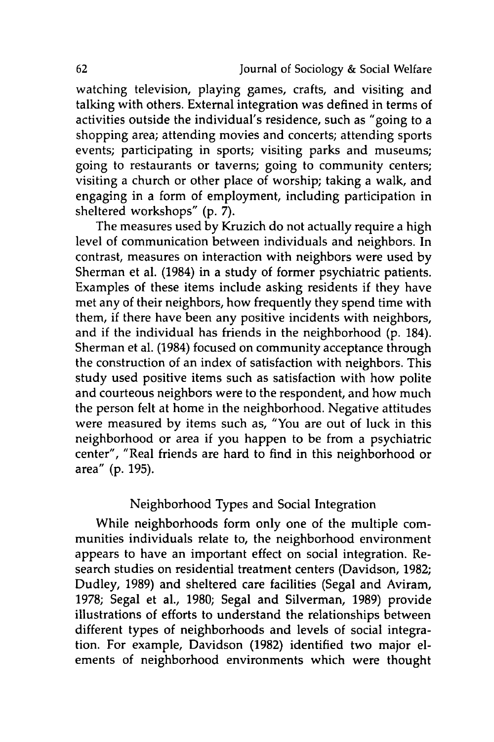watching television, playing games, crafts, and visiting and talking with others. External integration was defined in terms of activities outside the individual's residence, such as "going to a shopping area; attending movies and concerts; attending sports events; participating in sports; visiting parks and museums; going to restaurants or taverns; going to community centers; visiting a church or other place of worship; taking a walk, and engaging in a form of employment, including participation in sheltered workshops" (p. 7).

The measures used by Kruzich do not actually require a high level of communication between individuals and neighbors. In contrast, measures on interaction with neighbors were used by Sherman et al. (1984) in a study of former psychiatric patients. Examples of these items include asking residents if they have met any of their neighbors, how frequently they spend time with them, if there have been any positive incidents with neighbors, and if the individual has friends in the neighborhood (p. 184). Sherman et al. (1984) focused on community acceptance through the construction of an index of satisfaction with neighbors. This study used positive items such as satisfaction with how polite and courteous neighbors were to the respondent, and how much the person felt at home in the neighborhood. Negative attitudes were measured by items such as, "You are out of luck in this neighborhood or area if you happen to be from a psychiatric center", "Real friends are hard to find in this neighborhood or area" (p. 195).

## Neighborhood Types and Social Integration

While neighborhoods form only one of the multiple communities individuals relate to, the neighborhood environment appears to have an important effect on social integration. Research studies on residential treatment centers (Davidson, 1982; Dudley, 1989) and sheltered care facilities (Segal and Aviram, 1978; Segal et al., 1980; Segal and Silverman, 1989) provide illustrations of efforts to understand the relationships between different types of neighborhoods and levels of social integration. For example, Davidson (1982) identified two major elements of neighborhood environments which were thought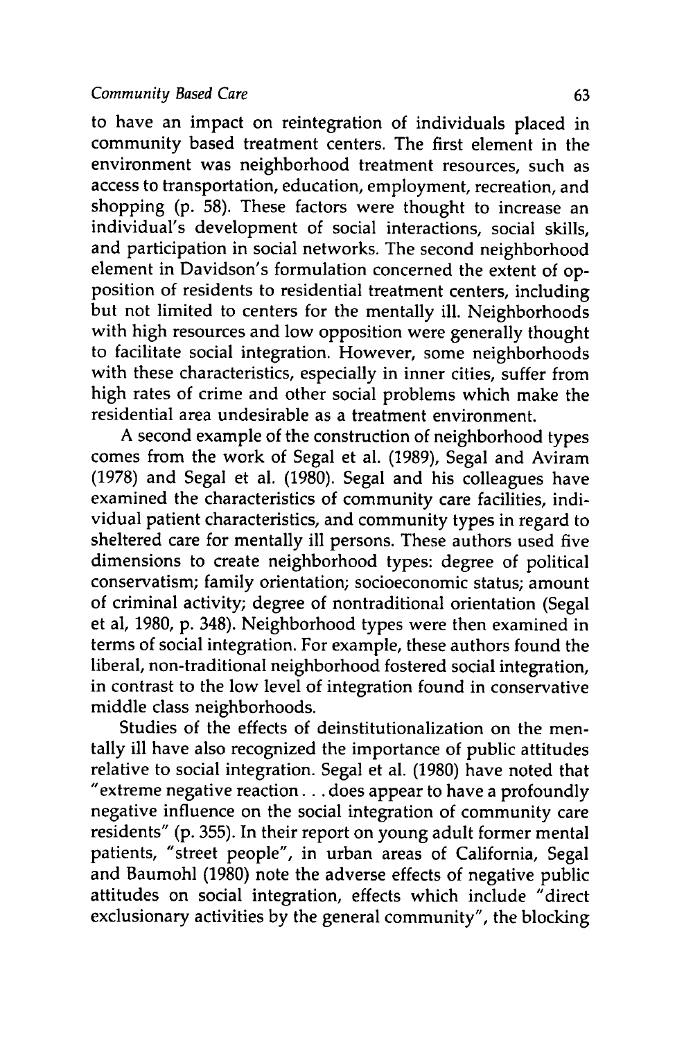to have an impact on reintegration of individuals placed in community based treatment centers. The first element in the environment was neighborhood treatment resources, such as access to transportation, education, employment, recreation, and shopping (p. 58). These factors were thought to increase an individual's development of social interactions, social skills, and participation in social networks. The second neighborhood element in Davidson's formulation concerned the extent of opposition of residents to residential treatment centers, including but not limited to centers for the mentally ill. Neighborhoods with high resources and low opposition were generally thought to facilitate social integration. However, some neighborhoods with these characteristics, especially in inner cities, suffer from high rates of crime and other social problems which make the residential area undesirable as a treatment environment.

A second example of the construction of neighborhood types comes from the work of Segal et al. (1989), Segal and Aviram (1978) and Segal et al. (1980). Segal and his colleagues have examined the characteristics of community care facilities, individual patient characteristics, and community types in regard to sheltered care for mentally ill persons. These authors used five dimensions to create neighborhood types: degree of political conservatism; family orientation; socioeconomic status; amount of criminal activity; degree of nontraditional orientation (Segal et al, 1980, p. 348). Neighborhood types were then examined in terms of social integration. For example, these authors found the liberal, non-traditional neighborhood fostered social integration, in contrast to the low level of integration found in conservative middle class neighborhoods.

Studies of the effects of deinstitutionalization on the mentally ill have also recognized the importance of public attitudes relative to social integration. Segal et al. (1980) have noted that "extreme negative reaction . . . does appear to have a profoundly negative influence on the social integration of community care residents" (p. 355). In their report on young adult former mental patients, "street people", in urban areas of California, Segal and Baumohl (1980) note the adverse effects of negative public attitudes on social integration, effects which include "direct exclusionary activities by the general community", the blocking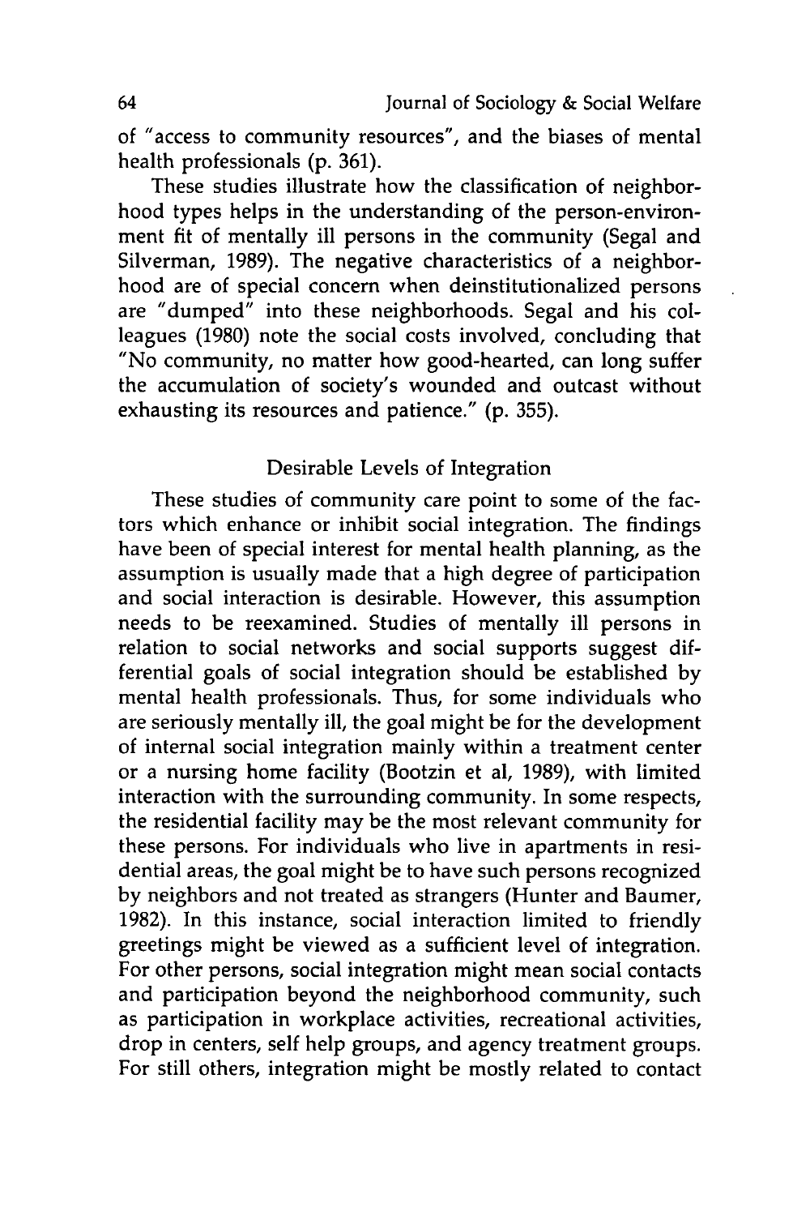of "access to community resources", and the biases of mental health professionals (p. 361).

These studies illustrate how the classification of neighborhood types helps in the understanding of the person-environment fit of mentally ill persons in the community (Segal and Silverman, 1989). The negative characteristics of a neighborhood are of special concern when deinstitutionalized persons are "dumped" into these neighborhoods. Segal and his colleagues (1980) note the social costs involved, concluding that "No community, no matter how good-hearted, can long suffer the accumulation of society's wounded and outcast without exhausting its resources and patience." (p. 355).

## Desirable Levels of Integration

These studies of community care point to some of the factors which enhance or inhibit social integration. The findings have been of special interest for mental health planning, as the assumption is usually made that a high degree of participation and social interaction is desirable. However, this assumption needs to be reexamined. Studies of mentally ill persons in relation to social networks and social supports suggest differential goals of social integration should be established by mental health professionals. Thus, for some individuals who are seriously mentally ill, the goal might be for the development of internal social integration mainly within a treatment center or a nursing home facility (Bootzin et al, 1989), with limited interaction with the surrounding community. In some respects, the residential facility may be the most relevant community for these persons. For individuals who live in apartments in residential areas, the goal might be to have such persons recognized by neighbors and not treated as strangers (Hunter and Baumer, 1982). In this instance, social interaction limited to friendly greetings might be viewed as a sufficient level of integration. For other persons, social integration might mean social contacts and participation beyond the neighborhood community, such as participation in workplace activities, recreational activities, drop in centers, self help groups, and agency treatment groups. For still others, integration might be mostly related to contact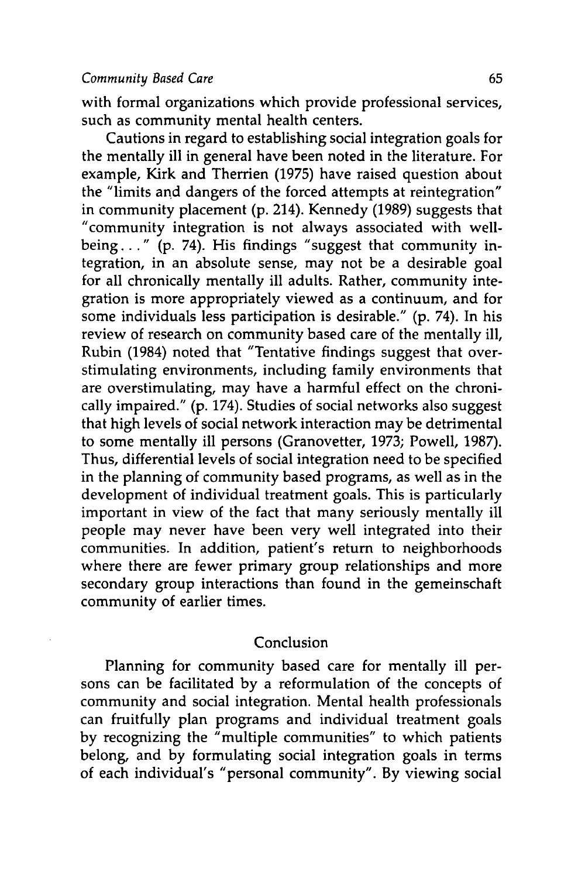with formal organizations which provide professional services, such as community mental health centers.

Cautions in regard to establishing social integration goals for the mentally ill in general have been noted in the literature. For example, Kirk and Therrien (1975) have raised question about the "limits and dangers of the forced attempts at reintegration" in community placement (p. 214). Kennedy (1989) suggests that "community integration is not always associated with well-being..." (p. 74). His findings "suggest that community integration, in an absolute sense, may not be a desirable goal for all chronically mentally ill adults. Rather, community integration is more appropriately viewed as a continuum, and for some individuals less participation is desirable." (p. 74). In his review of research on community based care of the mentally ill, Rubin (1984) noted that "Tentative findings suggest that overstimulating environments, including family environments that are overstimulating, may have a harmful effect on the chronically impaired." (p. 174). Studies of social networks also suggest that high levels of social network interaction may be detrimental to some mentally ill persons (Granovetter, 1973; Powell, 1987). Thus, differential levels of social integration need to be specified in the planning of community based programs, as well as in the development of individual treatment goals. This is particularly important in view of the fact that many seriously mentally ill people may never have been very well integrated into their communities. In addition, patient's return to neighborhoods where there are fewer primary group relationships and more secondary group interactions than found in the gemeinschaft community of earlier times.

## Conclusion

Planning for community based care for mentally ill persons can be facilitated by a reformulation of the concepts of community and social integration. Mental health professionals can fruitfully plan programs and individual treatment goals by recognizing the "multiple communities" to which patients belong, and by formulating social integration goals in terms of each individual's "personal community". By viewing social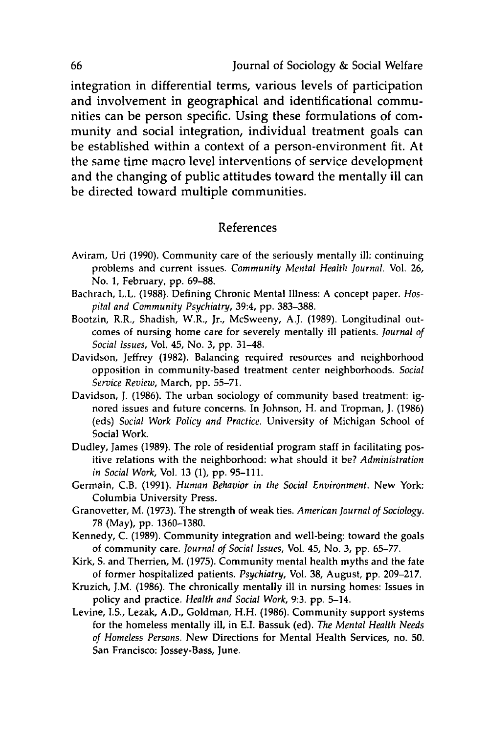integration in differential terms, various levels of participation and involvement in geographical and identificational communities can be person specific. Using these formulations of community and social integration, individual treatment goals can be established within a context of a person-environment fit. At the same time macro level interventions of service development and the changing of public attitudes toward the mentally ill can be directed toward multiple communities.

## References

Aviram, Uri (1990). Community care of the seriously mentally ill: continuing problems and current issues. *Community Mental Health Journal*. Vol. 26, No. 1, February, pp. 69–88.

Bachrach, L.L. (1988). Defining Chronic Mental Illness: A concept paper. *Hospital and Community Psychiatry*, 39:4, pp. 383–388.

Bootzin, R.R., Shadish, W.R., Jr., McSweeny, A.J. (1989). Longitudinal outcomes of nursing home care for severely mentally ill patients. *Journal of Social Issues*, Vol. 45, No. 3, pp. 31–48.

Davidson, Jeffrey (1982). Balancing required resources and neighborhood opposition in community-based treatment center neighborhoods. *Social Service Review*, March, pp. 55–71.

Davidson, J. (1986). The urban sociology of community based treatment: ignored issues and future concerns. In Johnson, H. and Tropman, J. (1986) (eds) *Social Work Policy and Practice*. University of Michigan School of Social Work.

Dudley, James (1989). The role of residential program staff in facilitating positive relations with the neighborhood: what should it be? *Administration in Social Work*, Vol. 13 (1), pp. 95–111.

Germain, C.B. (1991). *Human Behavior in the Social Environment*. New York: Columbia University Press.

Granovetter, M. (1973). The strength of weak ties. *American Journal of Sociology*. 78 (May), pp. 1360–1380.

Kennedy, C. (1989). Community integration and well-being: toward the goals of community care. *Journal of Social Issues*, Vol. 45, No. 3, pp. 65–77.

Kirk, S. and Therrien, M. (1975). Community mental health myths and the fate of former hospitalized patients. *Psychiatry*, Vol. 38, August, pp. 209–217.

Kruzich, J.M. (1986). The chronically mentally ill in nursing homes: Issues in policy and practice. *Health and Social Work*, 9:3. pp. 5–14.

Levine, I.S., Lezak, A.D., Goldman, H.H. (1986). Community support systems for the homeless mentally ill, in E.I. Bassuk (ed). *The Mental Health Needs of Homeless Persons*. New Directions for Mental Health Services, no. 50. San Francisco: Jossey-Bass, June.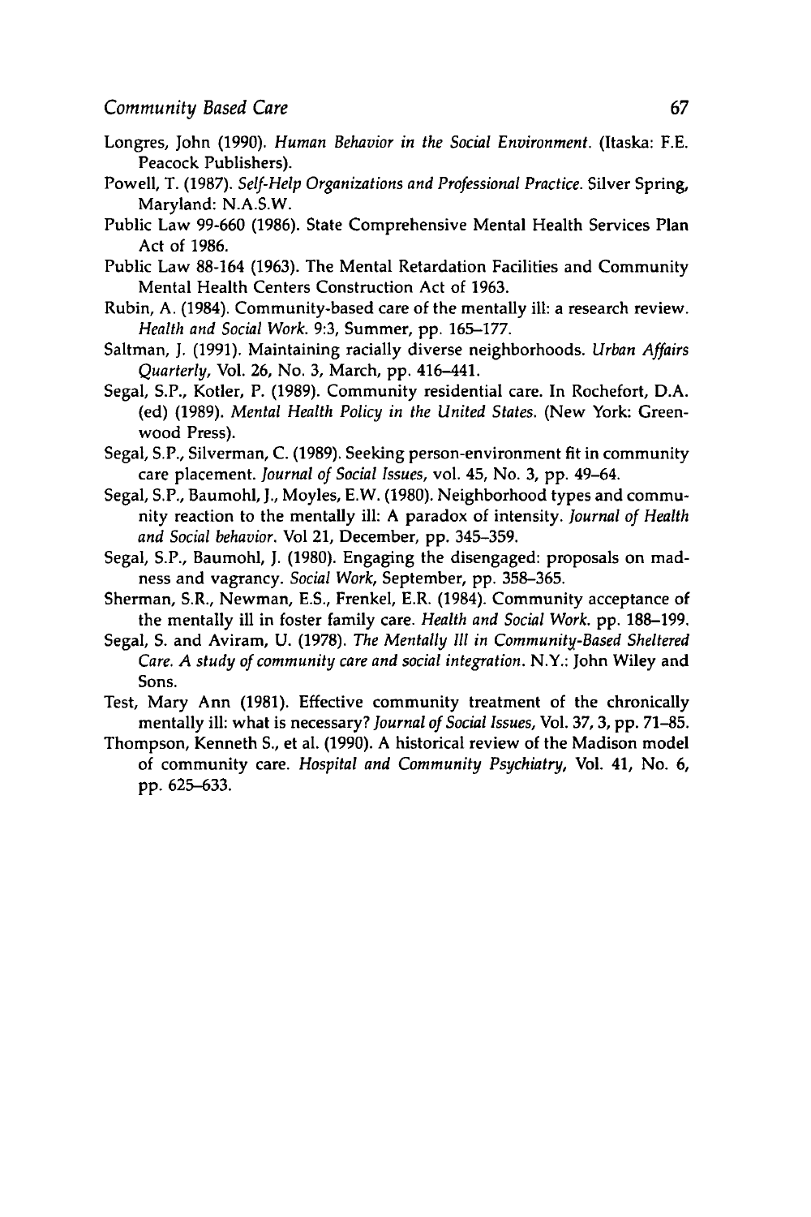Longres, John (1990). *Human Behavior in the Social Environment*. (Itaska: F.E. Peacock Publishers).

Powell, T. (1987). *Self-Help Organizations and Professional Practice*. Silver Spring, Maryland: N.A.S.W.

Public Law 99-660 (1986). State Comprehensive Mental Health Services Plan Act of 1986.

Public Law 88-164 (1963). The Mental Retardation Facilities and Community Mental Health Centers Construction Act of 1963.

Rubin, A. (1984). Community-based care of the mentally ill: a research review. *Health and Social Work*. 9:3, Summer, pp. 165–177.

Saltman, J. (1991). Maintaining racially diverse neighborhoods. *Urban Affairs Quarterly*, Vol. 26, No. 3, March, pp. 416–441.

Segal, S.P., Kotler, P. (1989). Community residential care. In Rochefort, D.A. (ed) (1989). *Mental Health Policy in the United States*. (New York: Greenwood Press).

Segal, S.P., Silverman, C. (1989). Seeking person-environment fit in community care placement. *Journal of Social Issues*, vol. 45, No. 3, pp. 49–64.

Segal, S.P., Baumohl, J., Moyles, E.W. (1980). Neighborhood types and community reaction to the mentally ill: A paradox of intensity. *Journal of Health and Social behavior*. Vol 21, December, pp. 345–359.

Segal, S.P., Baumohl, J. (1980). Engaging the disengaged: proposals on madness and vagrancy. *Social Work*, September, pp. 358–365.

Sherman, S.R., Newman, E.S., Frenkel, E.R. (1984). Community acceptance of the mentally ill in foster family care. *Health and Social Work*. pp. 188–199.

Segal, S. and Aviram, U. (1978). *The Mentally Ill in Community-Based Sheltered Care. A study of community care and social integration*. N.Y.: John Wiley and Sons.

Test, Mary Ann (1981). Effective community treatment of the chronically mentally ill: what is necessary? *Journal of Social Issues*, Vol. 37, 3, pp. 71–85.

Thompson, Kenneth S., et al. (1990). A historical review of the Madison model of community care. *Hospital and Community Psychiatry*, Vol. 41, No. 6, pp. 625–633.